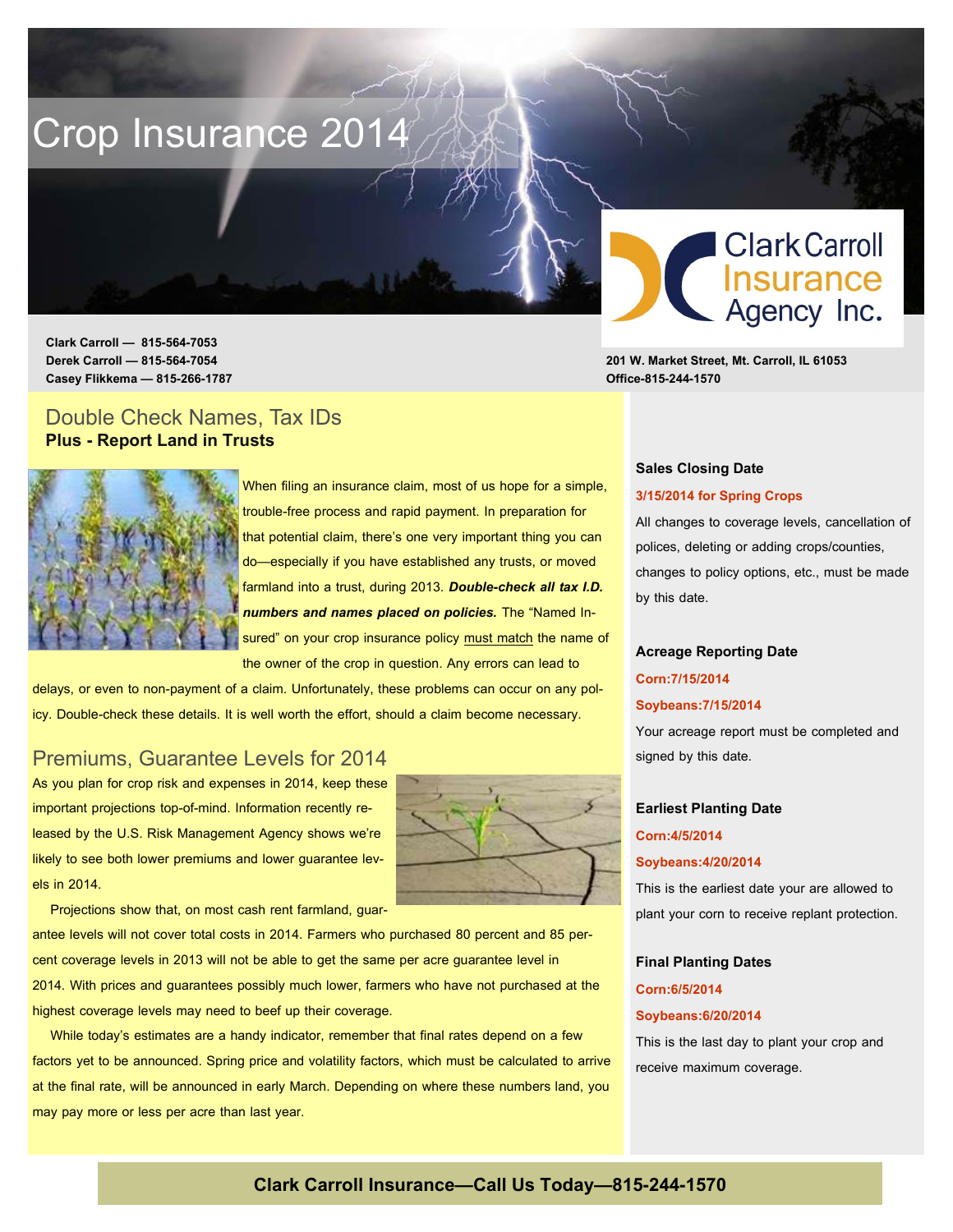# Crop Insurance 2014

Clark Carroll Insurance Agency Inc.

**Clark Carroll — 815-564-7053**
**Derek Carroll — 815-564-7054**
**Casey Flikkema — 815-266-1787**

**201 W. Market Street, Mt. Carroll, IL 61053**
**Office-815-244-1570**

## Double Check Names, Tax IDs

**Plus - Report Land in Trusts**

When filing an insurance claim, most of us hope for a simple, trouble-free process and rapid payment. In preparation for that potential claim, there's one very important thing you can do—especially if you have established any trusts, or moved farmland into a trust, during 2013. ***Double-check all tax I.D. numbers and names placed on policies.*** The "Named Insured" on your crop insurance policy must match the name of the owner of the crop in question. Any errors can lead to delays, or even to non-payment of a claim. Unfortunately, these problems can occur on any policy. Double-check these details. It is well worth the effort, should a claim become necessary.

## Premiums, Guarantee Levels for 2014

As you plan for crop risk and expenses in 2014, keep these important projections top-of-mind. Information recently released by the U.S. Risk Management Agency shows we're likely to see both lower premiums and lower guarantee levels in 2014.

Projections show that, on most cash rent farmland, guarantee levels will not cover total costs in 2014. Farmers who purchased 80 percent and 85 percent coverage levels in 2013 will not be able to get the same per acre guarantee level in 2014. With prices and guarantees possibly much lower, farmers who have not purchased at the highest coverage levels may need to beef up their coverage.

While today's estimates are a handy indicator, remember that final rates depend on a few factors yet to be announced. Spring price and volatility factors, which must be calculated to arrive at the final rate, will be announced in early March. Depending on where these numbers land, you may pay more or less per acre than last year.

**Sales Closing Date**

**3/15/2014 for Spring Crops**

All changes to coverage levels, cancellation of polices, deleting or adding crops/counties, changes to policy options, etc., must be made by this date.

**Acreage Reporting Date**

**Corn:7/15/2014**

**Soybeans:7/15/2014**

Your acreage report must be completed and signed by this date.

**Earliest Planting Date**

**Corn:4/5/2014**

**Soybeans:4/20/2014**

This is the earliest date your are allowed to plant your corn to receive replant protection.

**Final Planting Dates**

**Corn:6/5/2014**

**Soybeans:6/20/2014**

This is the last day to plant your crop and receive maximum coverage.

**Clark Carroll Insurance—Call Us Today—815-244-1570**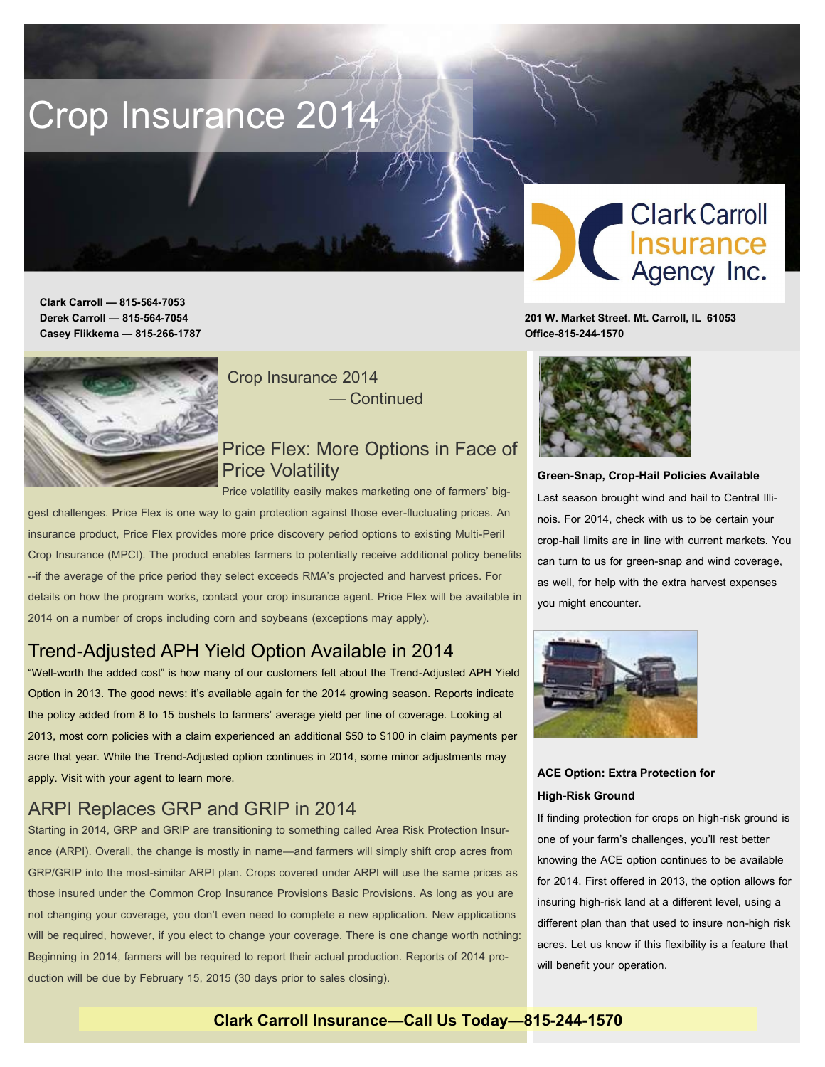# Crop Insurance 2014

**Clark Carroll — 815-564-7053**
**Derek Carroll — 815-564-7054**
**Casey Flikkema — 815-266-1787**

Clark Carroll Insurance Agency Inc.

**201 W. Market Street. Mt. Carroll, IL 61053**
**Office-815-244-1570**

Crop Insurance 2014
— Continued

## Price Flex: More Options in Face of Price Volatility

Price volatility easily makes marketing one of farmers' biggest challenges. Price Flex is one way to gain protection against those ever-fluctuating prices. An insurance product, Price Flex provides more price discovery period options to existing Multi-Peril Crop Insurance (MPCI). The product enables farmers to potentially receive additional policy benefits --if the average of the price period they select exceeds RMA's projected and harvest prices. For details on how the program works, contact your crop insurance agent. Price Flex will be available in 2014 on a number of crops including corn and soybeans (exceptions may apply).

## Trend-Adjusted APH Yield Option Available in 2014

"Well-worth the added cost" is how many of our customers felt about the Trend-Adjusted APH Yield Option in 2013. The good news: it's available again for the 2014 growing season. Reports indicate the policy added from 8 to 15 bushels to farmers' average yield per line of coverage. Looking at 2013, most corn policies with a claim experienced an additional $50 to $100 in claim payments per acre that year. While the Trend-Adjusted option continues in 2014, some minor adjustments may apply. Visit with your agent to learn more.

## ARPI Replaces GRP and GRIP in 2014

Starting in 2014, GRP and GRIP are transitioning to something called Area Risk Protection Insurance (ARPI). Overall, the change is mostly in name—and farmers will simply shift crop acres from GRP/GRIP into the most-similar ARPI plan. Crops covered under ARPI will use the same prices as those insured under the Common Crop Insurance Provisions Basic Provisions. As long as you are not changing your coverage, you don't even need to complete a new application. New applications will be required, however, if you elect to change your coverage. There is one change worth nothing: Beginning in 2014, farmers will be required to report their actual production. Reports of 2014 production will be due by February 15, 2015 (30 days prior to sales closing).

**Green-Snap, Crop-Hail Policies Available**

Last season brought wind and hail to Central Illinois. For 2014, check with us to be certain your crop-hail limits are in line with current markets. You can turn to us for green-snap and wind coverage, as well, for help with the extra harvest expenses you might encounter.

**ACE Option: Extra Protection for High-Risk Ground**

If finding protection for crops on high-risk ground is one of your farm's challenges, you'll rest better knowing the ACE option continues to be available for 2014. First offered in 2013, the option allows for insuring high-risk land at a different level, using a different plan than that used to insure non-high risk acres. Let us know if this flexibility is a feature that will benefit your operation.

**Clark Carroll Insurance—Call Us Today—815-244-1570**